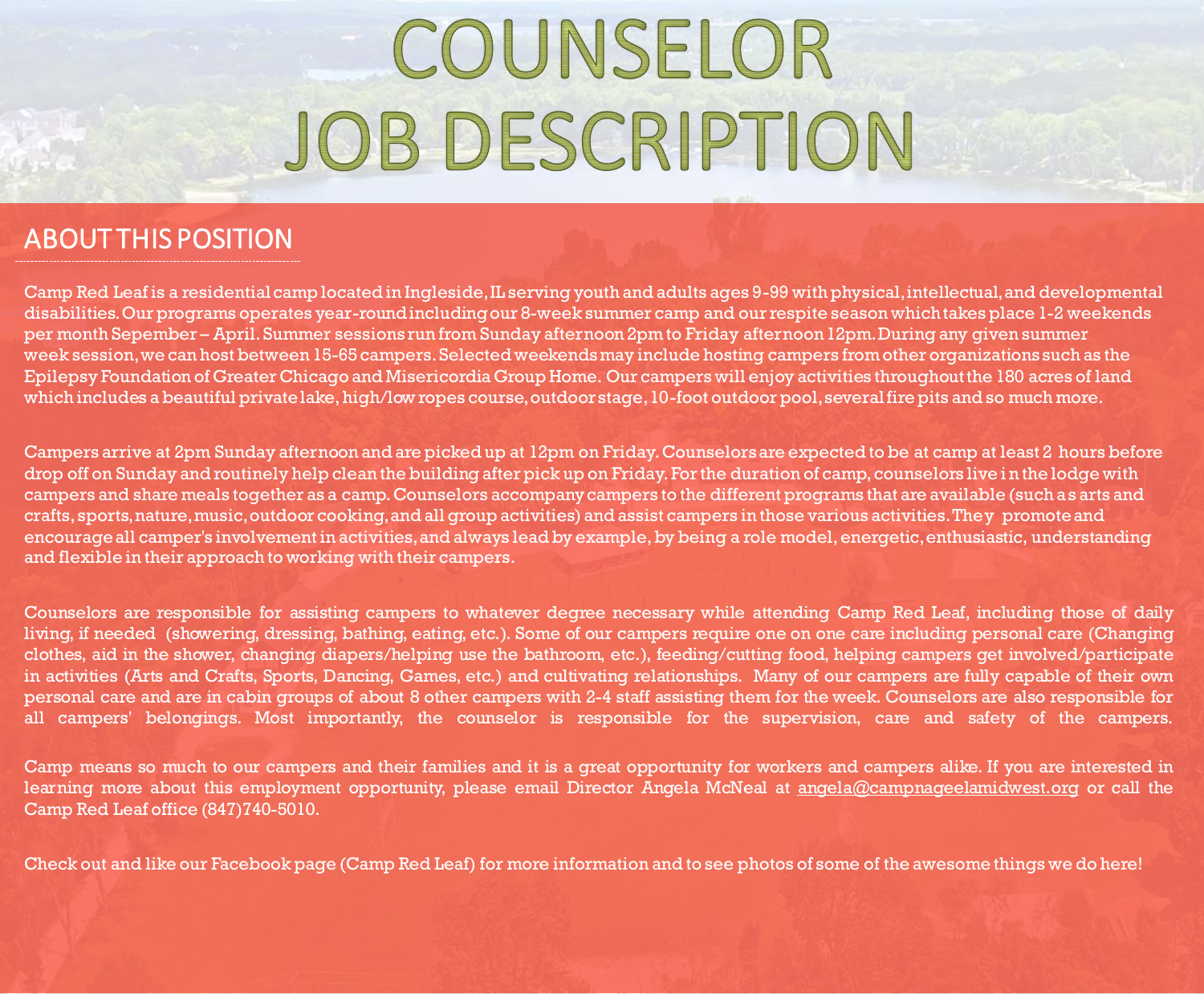# COUNSELOR JOB DESCRIPTION

## ABOUT THIS POSITION

Camp Red Leaf is a residential camp located in Ingleside, IL serving youth and adults ages 9-99 with physical, intellectual, and developmental disabilities. Our programs operates year-round including our 8-week summer camp and our respite season which takes place 1-2 weekends per month Sepember – April. Summer sessions run from Sunday afternoon 2pm to Friday afternoon 12pm. During any given summer week session, we can host between 15-65 campers. Selected weekends may include hosting campers from other organizations such as the Epilepsy Foundation of Greater Chicago and Misericordia Group Home. Our campers will enjoy activities throughout the 180 acres of land which includes a beautiful private lake, high/low ropes course, outdoor stage, 10-foot outdoor pool, several fire pits and so much more.

Campers arrive at 2pm Sunday afternoon and are picked up at 12pm on Friday. Counselors are expected to be at camp at least 2 hours before drop off on Sunday and routinely help clean the building after pick up on Friday. For the duration of camp, counselors live in the lodge with campers and share meals together as a camp. Counselors accompany campers to the different programs that are available (such as arts and crafts, sports, nature, music, outdoor cooking, and all group activities) and assist campers in those various activities. They promote and encourage all camper's involvement in activities, and always lead by example, by being a role model, energetic, enthusiastic, understanding and flexible in their approach to working with their campers.

Counselors are responsible for assisting campers to whatever degree necessary while attending Camp Red Leaf, including those of daily living, if needed (showering, dressing, bathing, eating, etc.). Some of our campers require one on one care including personal care (Changing clothes, aid in the shower, changing diapers/helping use the bathroom, etc.), feeding/cutting food, helping campers get involved/participate in activities (Arts and Crafts, Sports, Dancing, Games, etc.) and cultivating relationships. Many of our campers are fully capable of their own personal care and are in cabin groups of about 8 other campers with 2-4 staff assisting them for the week. Counselors are also responsible for all campers' belongings. Most importantly, the counselor is responsible for the supervision, care and safety of the campers.

Camp means so much to our campers and their families and it is a great opportunity for workers and campers alike. If you are interested in learning more about this employment opportunity, please email Director Angela McNeal at angela@campnageelamidwest.org or call the Camp Red Leaf office (847)740-5010.

Check out and like our Facebook page (Camp Red Leaf) for more information and to see photos of some of the awesome things we do here!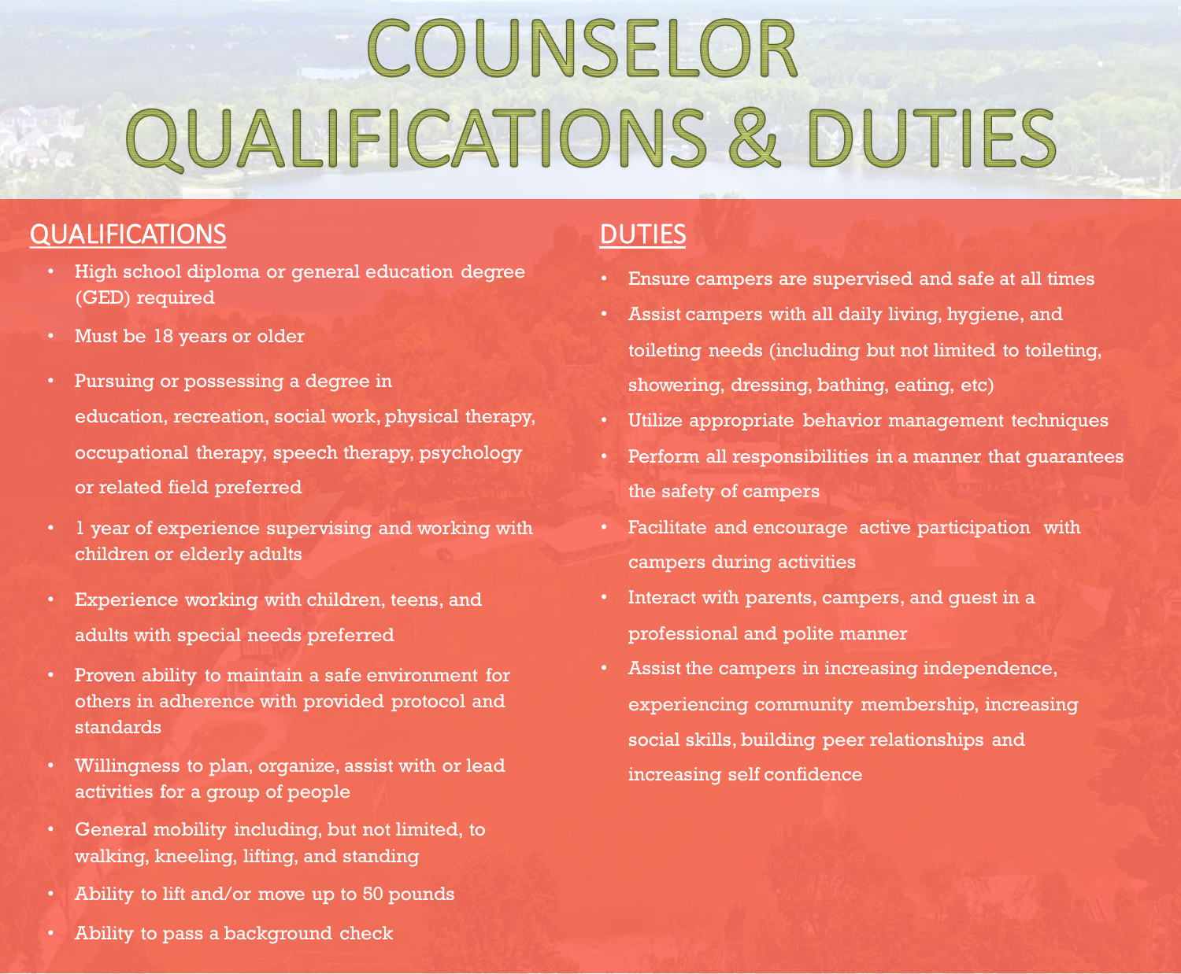# COUNSELOR QUALIFICATIONS & DUTIES

## QUALIFICATIONS

- High school diploma or general education degree (GED) required
- Must be 18 years or older
- Pursuing or possessing a degree in education, recreation, social work, physical therapy, occupational therapy, speech therapy, psychology or related field preferred
- 1 year of experience supervising and working with children or elderly adults
- Experience working with children, teens, and adults with special needs preferred
- Proven ability to maintain a safe environment for others in adherence with provided protocol and standards
- Willingness to plan, organize, assist with or lead activities for a group of people
- General mobility including, but not limited, to walking, kneeling, lifting, and standing
- Ability to lift and/or move up to 50 pounds
- Ability to pass a background check

## DUTIES

- Ensure campers are supervised and safe at all times
- Assist campers with all daily living, hygiene, and toileting needs (including but not limited to toileting, showering, dressing, bathing, eating, etc)
- Utilize appropriate behavior management techniques
- Perform all responsibilities in a manner that guarantees the safety of campers
- Facilitate and encourage active participation with campers during activities
- Interact with parents, campers, and guest in a professional and polite manner
- Assist the campers in increasing independence, experiencing community membership, increasing social skills, building peer relationships and increasing self confidence